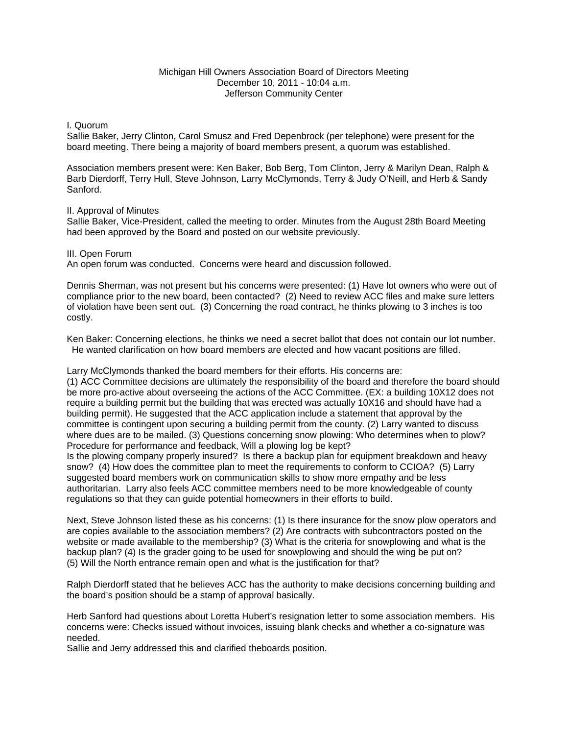Michigan Hill Owners Association Board of Directors Meeting
December 10, 2011 - 10:04 a.m.
Jefferson Community Center

I. Quorum

Sallie Baker, Jerry Clinton, Carol Smusz and Fred Depenbrock (per telephone) were present for the board meeting. There being a majority of board members present, a quorum was established.

Association members present were: Ken Baker, Bob Berg, Tom Clinton, Jerry & Marilyn Dean, Ralph & Barb Dierdorff, Terry Hull, Steve Johnson, Larry McClymonds, Terry & Judy O'Neill, and Herb & Sandy Sanford.

II. Approval of Minutes

Sallie Baker, Vice-President, called the meeting to order. Minutes from the August 28th Board Meeting had been approved by the Board and posted on our website previously.

III. Open Forum

An open forum was conducted. Concerns were heard and discussion followed.

Dennis Sherman, was not present but his concerns were presented: (1) Have lot owners who were out of compliance prior to the new board, been contacted? (2) Need to review ACC files and make sure letters of violation have been sent out. (3) Concerning the road contract, he thinks plowing to 3 inches is too costly.

Ken Baker: Concerning elections, he thinks we need a secret ballot that does not contain our lot number. He wanted clarification on how board members are elected and how vacant positions are filled.

Larry McClymonds thanked the board members for their efforts. His concerns are:
(1) ACC Committee decisions are ultimately the responsibility of the board and therefore the board should be more pro-active about overseeing the actions of the ACC Committee. (EX: a building 10X12 does not require a building permit but the building that was erected was actually 10X16 and should have had a building permit). He suggested that the ACC application include a statement that approval by the committee is contingent upon securing a building permit from the county. (2) Larry wanted to discuss where dues are to be mailed. (3) Questions concerning snow plowing: Who determines when to plow? Procedure for performance and feedback, Will a plowing log be kept?
Is the plowing company properly insured? Is there a backup plan for equipment breakdown and heavy snow? (4) How does the committee plan to meet the requirements to conform to CCIOA? (5) Larry suggested board members work on communication skills to show more empathy and be less authoritarian. Larry also feels ACC committee members need to be more knowledgeable of county regulations so that they can guide potential homeowners in their efforts to build.

Next, Steve Johnson listed these as his concerns: (1) Is there insurance for the snow plow operators and are copies available to the association members? (2) Are contracts with subcontractors posted on the website or made available to the membership? (3) What is the criteria for snowplowing and what is the backup plan? (4) Is the grader going to be used for snowplowing and should the wing be put on? (5) Will the North entrance remain open and what is the justification for that?

Ralph Dierdorff stated that he believes ACC has the authority to make decisions concerning building and the board's position should be a stamp of approval basically.

Herb Sanford had questions about Loretta Hubert's resignation letter to some association members. His concerns were: Checks issued without invoices, issuing blank checks and whether a co-signature was needed.
Sallie and Jerry addressed this and clarified theboards position.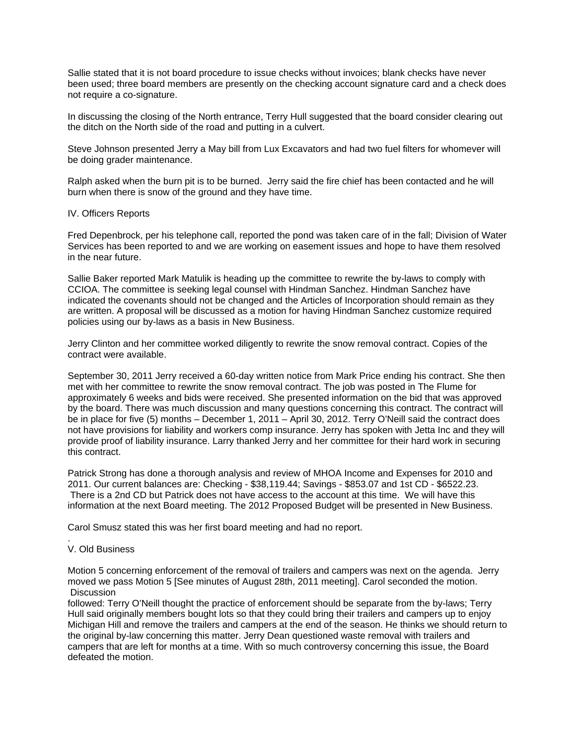Sallie stated that it is not board procedure to issue checks without invoices; blank checks have never been used; three board members are presently on the checking account signature card and a check does not require a co-signature.

In discussing the closing of the North entrance, Terry Hull suggested that the board consider clearing out the ditch on the North side of the road and putting in a culvert.

Steve Johnson presented Jerry a May bill from Lux Excavators and had two fuel filters for whomever will be doing grader maintenance.

Ralph asked when the burn pit is to be burned. Jerry said the fire chief has been contacted and he will burn when there is snow of the ground and they have time.

IV. Officers Reports

Fred Depenbrock, per his telephone call, reported the pond was taken care of in the fall; Division of Water Services has been reported to and we are working on easement issues and hope to have them resolved in the near future.

Sallie Baker reported Mark Matulik is heading up the committee to rewrite the by-laws to comply with CCIOA. The committee is seeking legal counsel with Hindman Sanchez. Hindman Sanchez have indicated the covenants should not be changed and the Articles of Incorporation should remain as they are written. A proposal will be discussed as a motion for having Hindman Sanchez customize required policies using our by-laws as a basis in New Business.

Jerry Clinton and her committee worked diligently to rewrite the snow removal contract. Copies of the contract were available.

September 30, 2011 Jerry received a 60-day written notice from Mark Price ending his contract. She then met with her committee to rewrite the snow removal contract. The job was posted in The Flume for approximately 6 weeks and bids were received. She presented information on the bid that was approved by the board. There was much discussion and many questions concerning this contract. The contract will be in place for five (5) months – December 1, 2011 – April 30, 2012. Terry O'Neill said the contract does not have provisions for liability and workers comp insurance. Jerry has spoken with Jetta Inc and they will provide proof of liability insurance. Larry thanked Jerry and her committee for their hard work in securing this contract.

Patrick Strong has done a thorough analysis and review of MHOA Income and Expenses for 2010 and 2011. Our current balances are: Checking - $38,119.44; Savings - $853.07 and 1st CD - $6522.23. There is a 2nd CD but Patrick does not have access to the account at this time. We will have this information at the next Board meeting. The 2012 Proposed Budget will be presented in New Business.

Carol Smusz stated this was her first board meeting and had no report.

.
V. Old Business

Motion 5 concerning enforcement of the removal of trailers and campers was next on the agenda. Jerry moved we pass Motion 5 [See minutes of August 28th, 2011 meeting]. Carol seconded the motion. Discussion
followed: Terry O'Neill thought the practice of enforcement should be separate from the by-laws; Terry Hull said originally members bought lots so that they could bring their trailers and campers up to enjoy Michigan Hill and remove the trailers and campers at the end of the season. He thinks we should return to the original by-law concerning this matter. Jerry Dean questioned waste removal with trailers and campers that are left for months at a time. With so much controversy concerning this issue, the Board defeated the motion.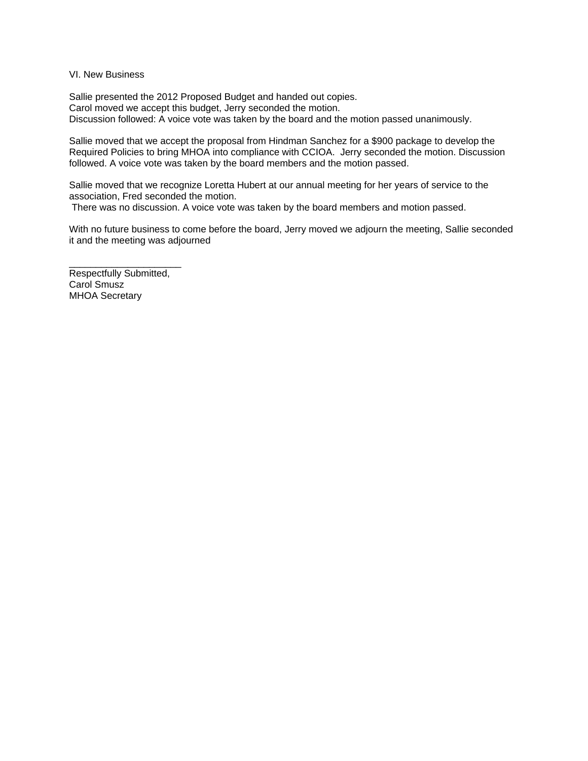VI. New Business

Sallie presented the 2012 Proposed Budget and handed out copies.
Carol moved we accept this budget, Jerry seconded the motion.
Discussion followed: A voice vote was taken by the board and the motion passed unanimously.

Sallie moved that we accept the proposal from Hindman Sanchez for a $900 package to develop the Required Policies to bring MHOA into compliance with CCIOA. Jerry seconded the motion. Discussion followed. A voice vote was taken by the board members and the motion passed.

Sallie moved that we recognize Loretta Hubert at our annual meeting for her years of service to the association, Fred seconded the motion.
There was no discussion. A voice vote was taken by the board members and motion passed.

With no future business to come before the board, Jerry moved we adjourn the meeting, Sallie seconded it and the meeting was adjourned

_____________________
Respectfully Submitted,
Carol Smusz
MHOA Secretary